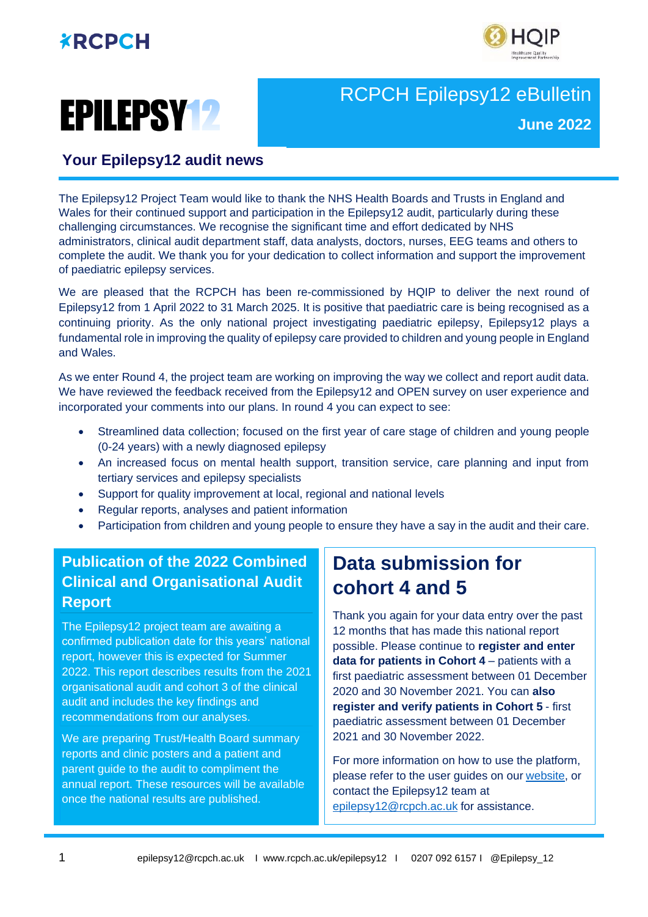# EPILEPSY12

## RCPCH Epilepsy12 eBulletin

**June 2022**

### Your Epilepsy12 audit news

The Epilepsy12 Project Team would like to thank the NHS Health Boards and Trusts in England and Wales for their continued support and participation in the Epilepsy12 audit, particularly during these challenging circumstances. We recognise the significant time and effort dedicated by NHS administrators, clinical audit department staff, data analysts, doctors, nurses, EEG teams and others to complete the audit. We thank you for your dedication to collect information and support the improvement of paediatric epilepsy services.

We are pleased that the RCPCH has been re-commissioned by HQIP to deliver the next round of Epilepsy12 from 1 April 2022 to 31 March 2025. It is positive that paediatric care is being recognised as a continuing priority. As the only national project investigating paediatric epilepsy, Epilepsy12 plays a fundamental role in improving the quality of epilepsy care provided to children and young people in England and Wales.

As we enter Round 4, the project team are working on improving the way we collect and report audit data. We have reviewed the feedback received from the Epilepsy12 and OPEN survey on user experience and incorporated your comments into our plans. In round 4 you can expect to see:

- Streamlined data collection; focused on the first year of care stage of children and young people (0-24 years) with a newly diagnosed epilepsy
- An increased focus on mental health support, transition service, care planning and input from tertiary services and epilepsy specialists
- Support for quality improvement at local, regional and national levels
- Regular reports, analyses and patient information
- Participation from children and young people to ensure they have a say in the audit and their care.

## Publication of the 2022 Combined Clinical and Organisational Audit Report

The Epilepsy12 project team are awaiting a confirmed publication date for this years' national report, however this is expected for Summer 2022. This report describes results from the 2021 organisational audit and cohort 3 of the clinical audit and includes the key findings and recommendations from our analyses.

We are preparing Trust/Health Board summary reports and clinic posters and a patient and parent guide to the audit to compliment the annual report. These resources will be available once the national results are published.

## Data submission for cohort 4 and 5

Thank you again for your data entry over the past 12 months that has made this national report possible. Please continue to **register and enter data for patients in Cohort 4** – patients with a first paediatric assessment between 01 December 2020 and 30 November 2021. You can **also register and verify patients in Cohort 5** - first paediatric assessment between 01 December 2021 and 30 November 2022.

For more information on how to use the platform, please refer to the user guides on our website, or contact the Epilepsy12 team at epilepsy12@rcpch.ac.uk for assistance.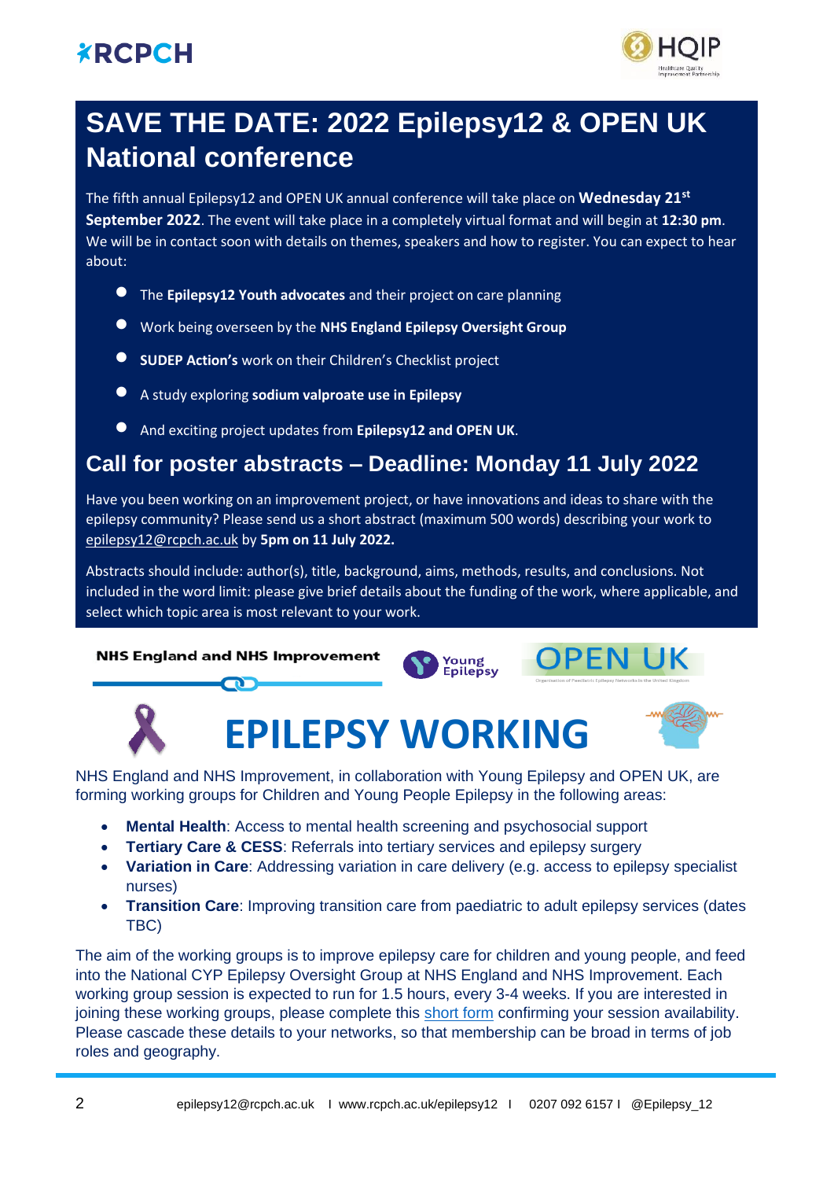# SAVE THE DATE: 2022 Epilepsy12 & OPEN UK National conference

The fifth annual Epilepsy12 and OPEN UK annual conference will take place on **Wednesday 21st September 2022**. The event will take place in a completely virtual format and will begin at **12:30 pm**. We will be in contact soon with details on themes, speakers and how to register. You can expect to hear about:

- The **Epilepsy12 Youth advocates** and their project on care planning
- Work being overseen by the **NHS England Epilepsy Oversight Group**
- **SUDEP Action's** work on their Children's Checklist project
- A study exploring **sodium valproate use in Epilepsy**
- And exciting project updates from **Epilepsy12 and OPEN UK**.

## Call for poster abstracts – Deadline: Monday 11 July 2022

Have you been working on an improvement project, or have innovations and ideas to share with the epilepsy community? Please send us a short abstract (maximum 500 words) describing your work to epilepsy12@rcpch.ac.uk by **5pm on 11 July 2022.**

Abstracts should include: author(s), title, background, aims, methods, results, and conclusions. Not included in the word limit: please give brief details about the funding of the work, where applicable, and select which topic area is most relevant to your work.

# EPILEPSY WORKING

NHS England and NHS Improvement, in collaboration with Young Epilepsy and OPEN UK, are forming working groups for Children and Young People Epilepsy in the following areas:

- **Mental Health**: Access to mental health screening and psychosocial support
- **Tertiary Care & CESS**: Referrals into tertiary services and epilepsy surgery
- **Variation in Care**: Addressing variation in care delivery (e.g. access to epilepsy specialist nurses)
- **Transition Care**: Improving transition care from paediatric to adult epilepsy services (dates TBC)

The aim of the working groups is to improve epilepsy care for children and young people, and feed into the National CYP Epilepsy Oversight Group at NHS England and NHS Improvement. Each working group session is expected to run for 1.5 hours, every 3-4 weeks. If you are interested in joining these working groups, please complete this short form confirming your session availability. Please cascade these details to your networks, so that membership can be broad in terms of job roles and geography.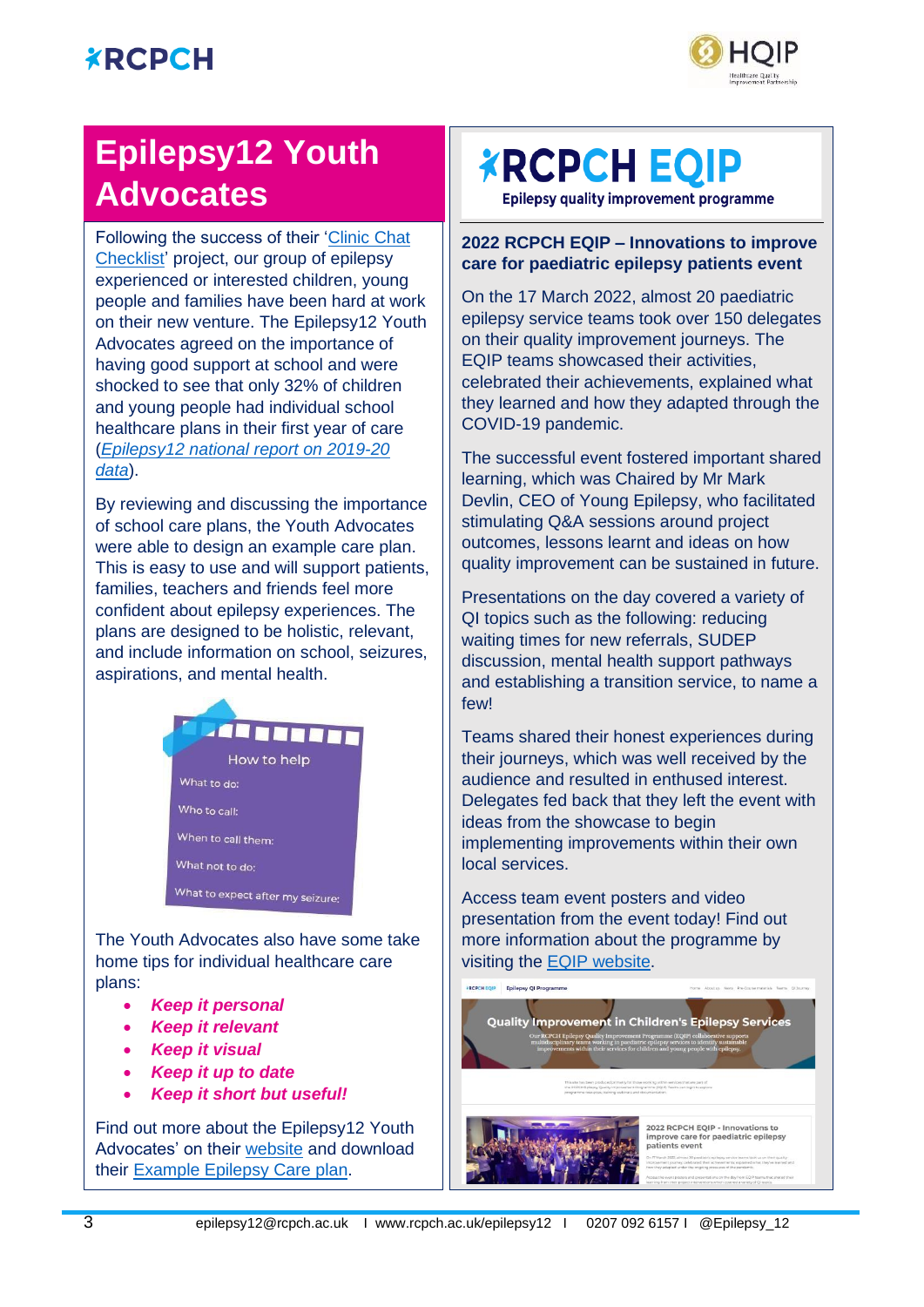# Epilepsy12 Youth Advocates

Following the success of their 'Clinic Chat Checklist' project, our group of epilepsy experienced or interested children, young people and families have been hard at work on their new venture. The Epilepsy12 Youth Advocates agreed on the importance of having good support at school and were shocked to see that only 32% of children and young people had individual school healthcare plans in their first year of care (*Epilepsy12 national report on 2019-20 data*).

By reviewing and discussing the importance of school care plans, the Youth Advocates were able to design an example care plan. This is easy to use and will support patients, families, teachers and friends feel more confident about epilepsy experiences. The plans are designed to be holistic, relevant, and include information on school, seizures, aspirations, and mental health.

How to help

What to do:

Who to call:

When to call them:

What not to do:

What to expect after my seizure:

The Youth Advocates also have some take home tips for individual healthcare care plans:

- ***Keep it personal***
- ***Keep it relevant***
- ***Keep it visual***
- ***Keep it up to date***
- ***Keep it short but useful!***

Find out more about the Epilepsy12 Youth Advocates' on their website and download their Example Epilepsy Care plan.

# RCPCH EQIP

Epilepsy quality improvement programme

## 2022 RCPCH EQIP – Innovations to improve care for paediatric epilepsy patients event

On the 17 March 2022, almost 20 paediatric epilepsy service teams took over 150 delegates on their quality improvement journeys. The EQIP teams showcased their activities, celebrated their achievements, explained what they learned and how they adapted through the COVID-19 pandemic.

The successful event fostered important shared learning, which was Chaired by Mr Mark Devlin, CEO of Young Epilepsy, who facilitated stimulating Q&A sessions around project outcomes, lessons learnt and ideas on how quality improvement can be sustained in future.

Presentations on the day covered a variety of QI topics such as the following: reducing waiting times for new referrals, SUDEP discussion, mental health support pathways and establishing a transition service, to name a few!

Teams shared their honest experiences during their journeys, which was well received by the audience and resulted in enthused interest. Delegates fed back that they left the event with ideas from the showcase to begin implementing improvements within their own local services.

Access team event posters and video presentation from the event today! Find out more information about the programme by visiting the EQIP website.